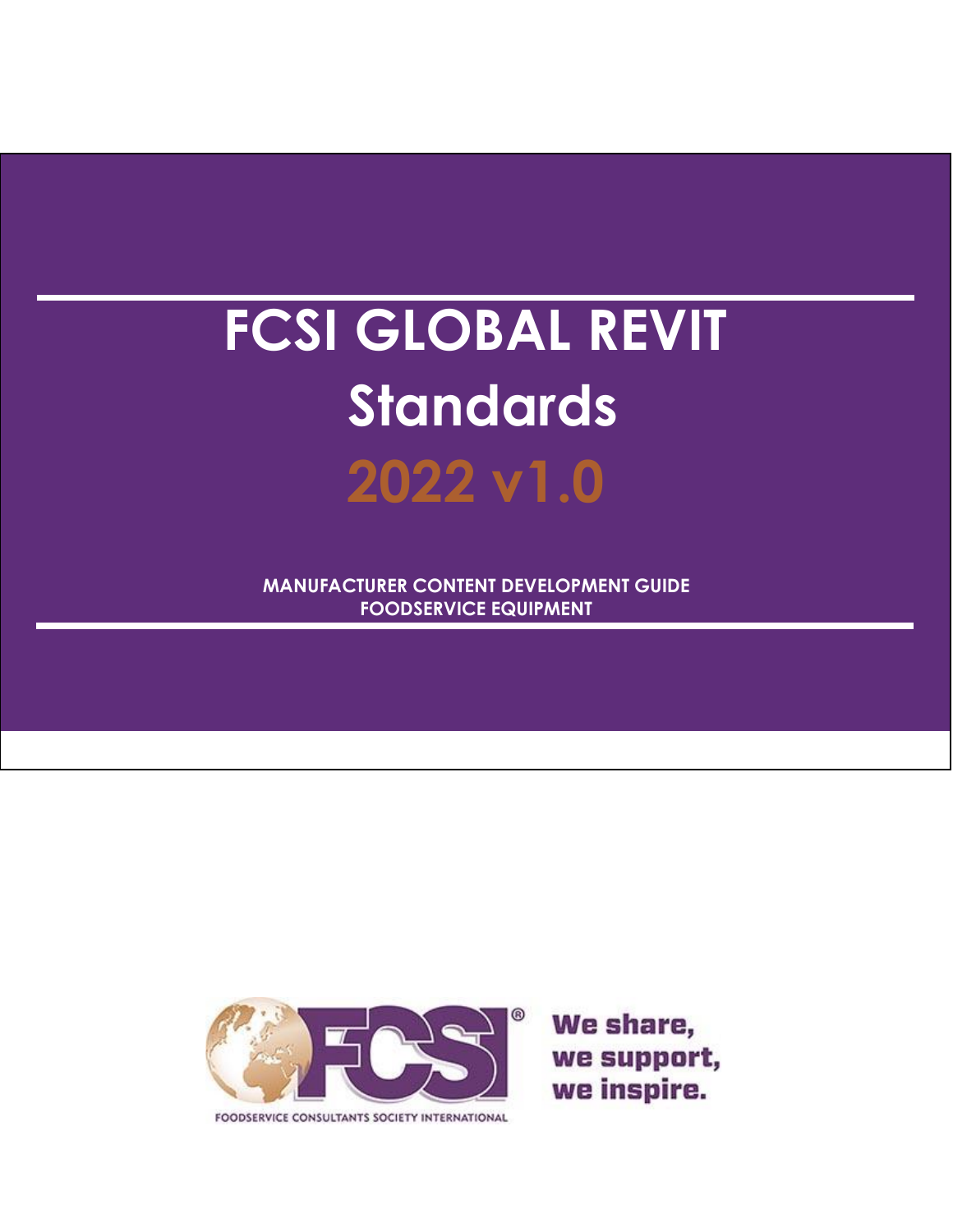# FCSI GLOBAL REVIT Standards

## 2022 v1.0

**MANUFACTURER CONTENT DEVELOPMENT GUIDE**
**FOODSERVICE EQUIPMENT**

FCSI®

FOODSERVICE CONSULTANTS SOCIETY INTERNATIONAL

We share, we support, we inspire.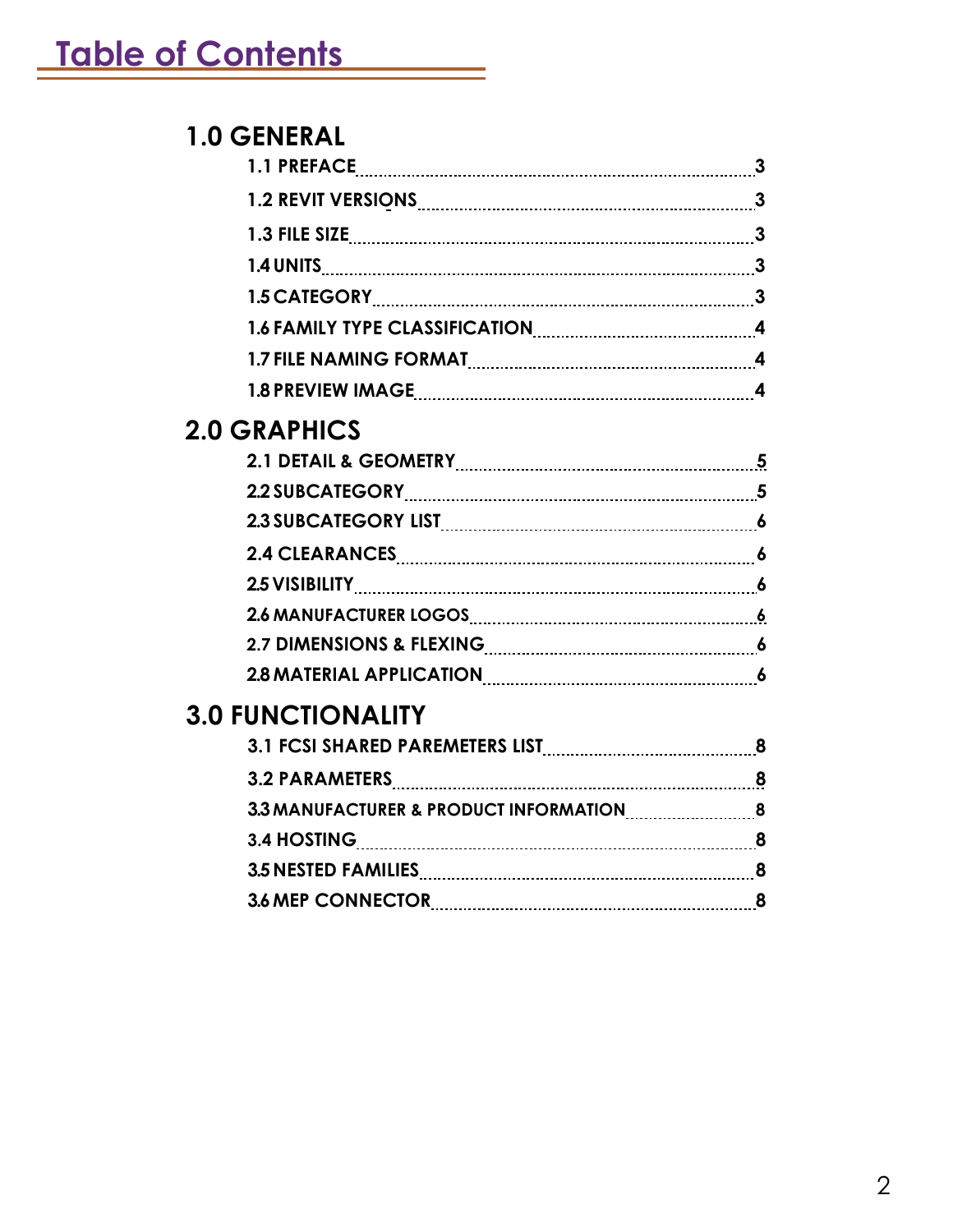# Table of Contents

## 1.0 GENERAL

| | |
|---|---|
| 1.1 PREFACE | 3 |
| 1.2 REVIT VERSIONS | 3 |
| 1.3 FILE SIZE | 3 |
| 1.4 UNITS | 3 |
| 1.5 CATEGORY | 3 |
| 1.6 FAMILY TYPE CLASSIFICATION | 4 |
| 1.7 FILE NAMING FORMAT | 4 |
| 1.8 PREVIEW IMAGE | 4 |

## 2.0 GRAPHICS

| | |
|---|---|
| 2.1 DETAIL & GEOMETRY | 5 |
| 2.2 SUBCATEGORY | 5 |
| 2.3 SUBCATEGORY LIST | 6 |
| 2.4 CLEARANCES | 6 |
| 2.5 VISIBILITY | 6 |
| 2.6 MANUFACTURER LOGOS | 6 |
| 2.7 DIMENSIONS & FLEXING | 6 |
| 2.8 MATERIAL APPLICATION | 6 |

## 3.0 FUNCTIONALITY

| | |
|---|---|
| 3.1 FCSI SHARED PAREMETERS LIST | 8 |
| 3.2 PARAMETERS | 8 |
| 3.3 MANUFACTURER & PRODUCT INFORMATION | 8 |
| 3.4 HOSTING | 8 |
| 3.5 NESTED FAMILIES | 8 |
| 3.6 MEP CONNECTOR | 8 |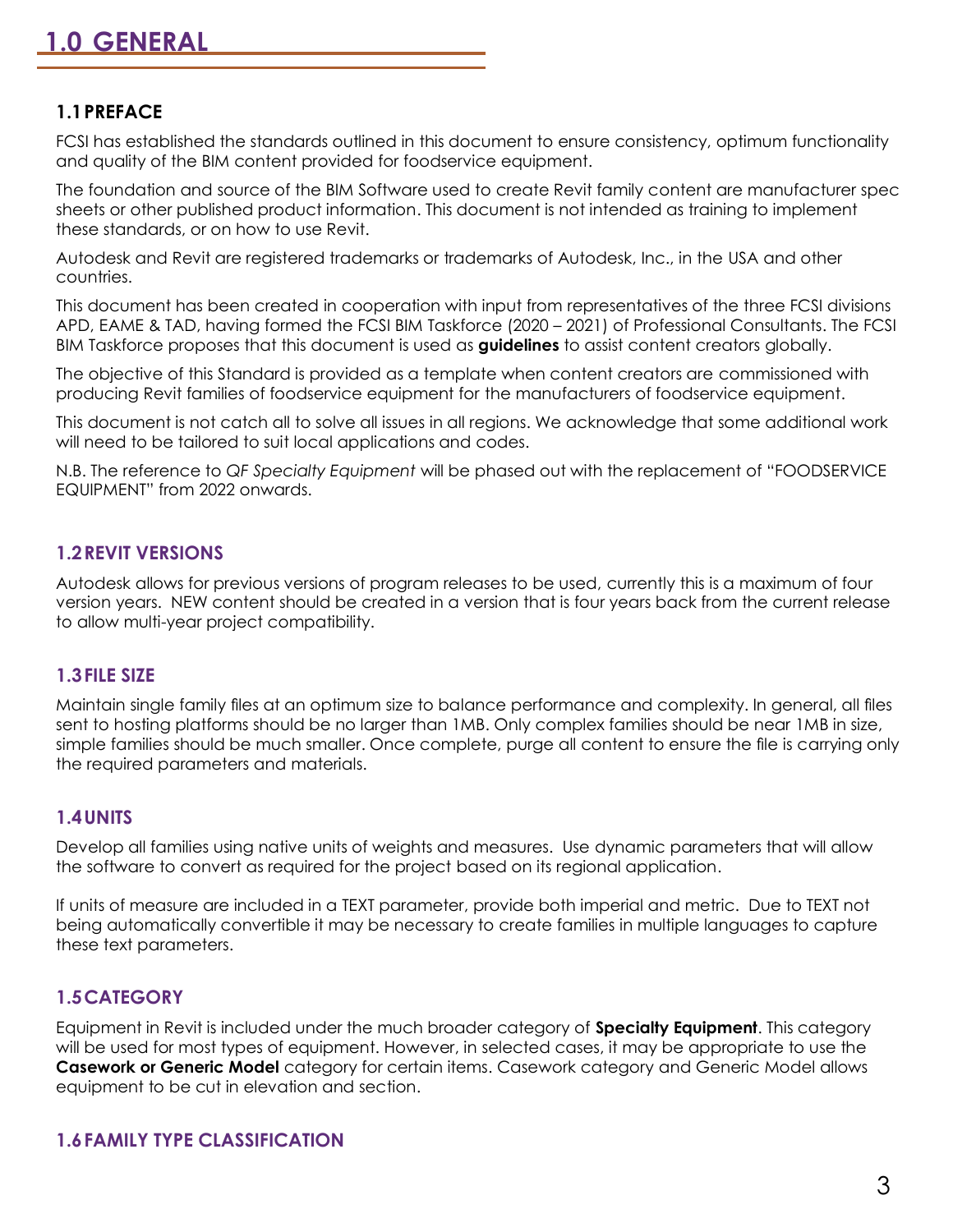# 1.0 GENERAL

## 1.1 PREFACE

FCSI has established the standards outlined in this document to ensure consistency, optimum functionality and quality of the BIM content provided for foodservice equipment.

The foundation and source of the BIM Software used to create Revit family content are manufacturer spec sheets or other published product information. This document is not intended as training to implement these standards, or on how to use Revit.

Autodesk and Revit are registered trademarks or trademarks of Autodesk, Inc., in the USA and other countries.

This document has been created in cooperation with input from representatives of the three FCSI divisions APD, EAME & TAD, having formed the FCSI BIM Taskforce (2020 – 2021) of Professional Consultants. The FCSI BIM Taskforce proposes that this document is used as **guidelines** to assist content creators globally.

The objective of this Standard is provided as a template when content creators are commissioned with producing Revit families of foodservice equipment for the manufacturers of foodservice equipment.

This document is not catch all to solve all issues in all regions. We acknowledge that some additional work will need to be tailored to suit local applications and codes.

N.B. The reference to *QF Specialty Equipment* will be phased out with the replacement of "FOODSERVICE EQUIPMENT" from 2022 onwards.

## 1.2 REVIT VERSIONS

Autodesk allows for previous versions of program releases to be used, currently this is a maximum of four version years. NEW content should be created in a version that is four years back from the current release to allow multi-year project compatibility.

## 1.3 FILE SIZE

Maintain single family files at an optimum size to balance performance and complexity. In general, all files sent to hosting platforms should be no larger than 1MB. Only complex families should be near 1MB in size, simple families should be much smaller. Once complete, purge all content to ensure the file is carrying only the required parameters and materials.

## 1.4 UNITS

Develop all families using native units of weights and measures. Use dynamic parameters that will allow the software to convert as required for the project based on its regional application.

If units of measure are included in a TEXT parameter, provide both imperial and metric. Due to TEXT not being automatically convertible it may be necessary to create families in multiple languages to capture these text parameters.

## 1.5 CATEGORY

Equipment in Revit is included under the much broader category of **Specialty Equipment**. This category will be used for most types of equipment. However, in selected cases, it may be appropriate to use the **Casework or Generic Model** category for certain items. Casework category and Generic Model allows equipment to be cut in elevation and section.

## 1.6 FAMILY TYPE CLASSIFICATION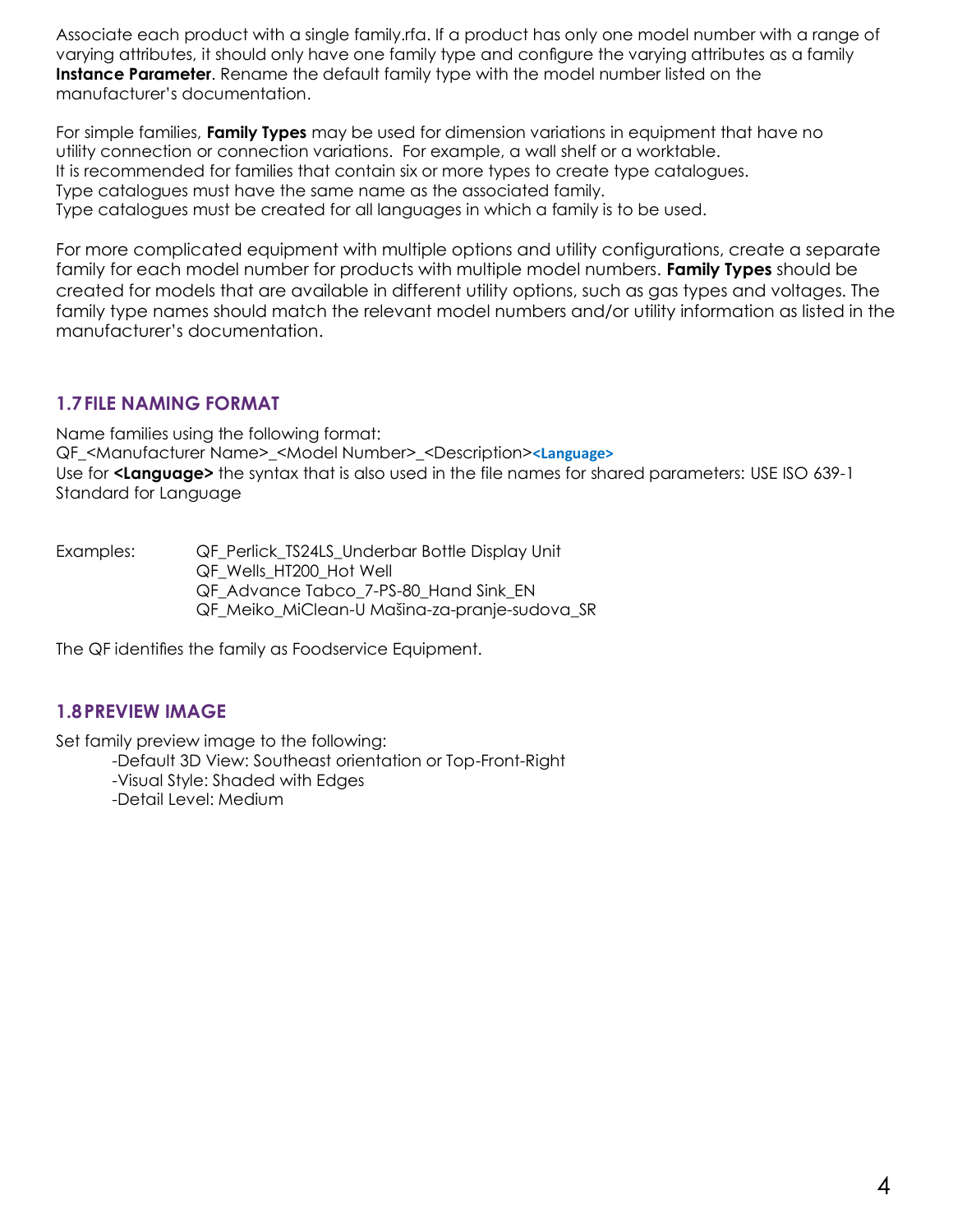Associate each product with a single family.rfa. If a product has only one model number with a range of varying attributes, it should only have one family type and configure the varying attributes as a family **Instance Parameter**. Rename the default family type with the model number listed on the manufacturer's documentation.

For simple families, **Family Types** may be used for dimension variations in equipment that have no utility connection or connection variations. For example, a wall shelf or a worktable.
It is recommended for families that contain six or more types to create type catalogues.
Type catalogues must have the same name as the associated family.
Type catalogues must be created for all languages in which a family is to be used.

For more complicated equipment with multiple options and utility configurations, create a separate family for each model number for products with multiple model numbers. **Family Types** should be created for models that are available in different utility options, such as gas types and voltages. The family type names should match the relevant model numbers and/or utility information as listed in the manufacturer's documentation.

## 1.7 FILE NAMING FORMAT

Name families using the following format:
QF_<Manufacturer Name>_<Model Number>_<Description>**<Language>**
Use for **<Language>** the syntax that is also used in the file names for shared parameters: USE ISO 639-1 Standard for Language

Examples:
- QF_Perlick_TS24LS_Underbar Bottle Display Unit
- QF_Wells_HT200_Hot Well
- QF_Advance Tabco_7-PS-80_Hand Sink_EN
- QF_Meiko_MiClean-U Mašina-za-pranje-sudova_SR

The QF identifies the family as Foodservice Equipment.

## 1.8 PREVIEW IMAGE

Set family preview image to the following:

- Default 3D View: Southeast orientation or Top-Front-Right
- Visual Style: Shaded with Edges
- Detail Level: Medium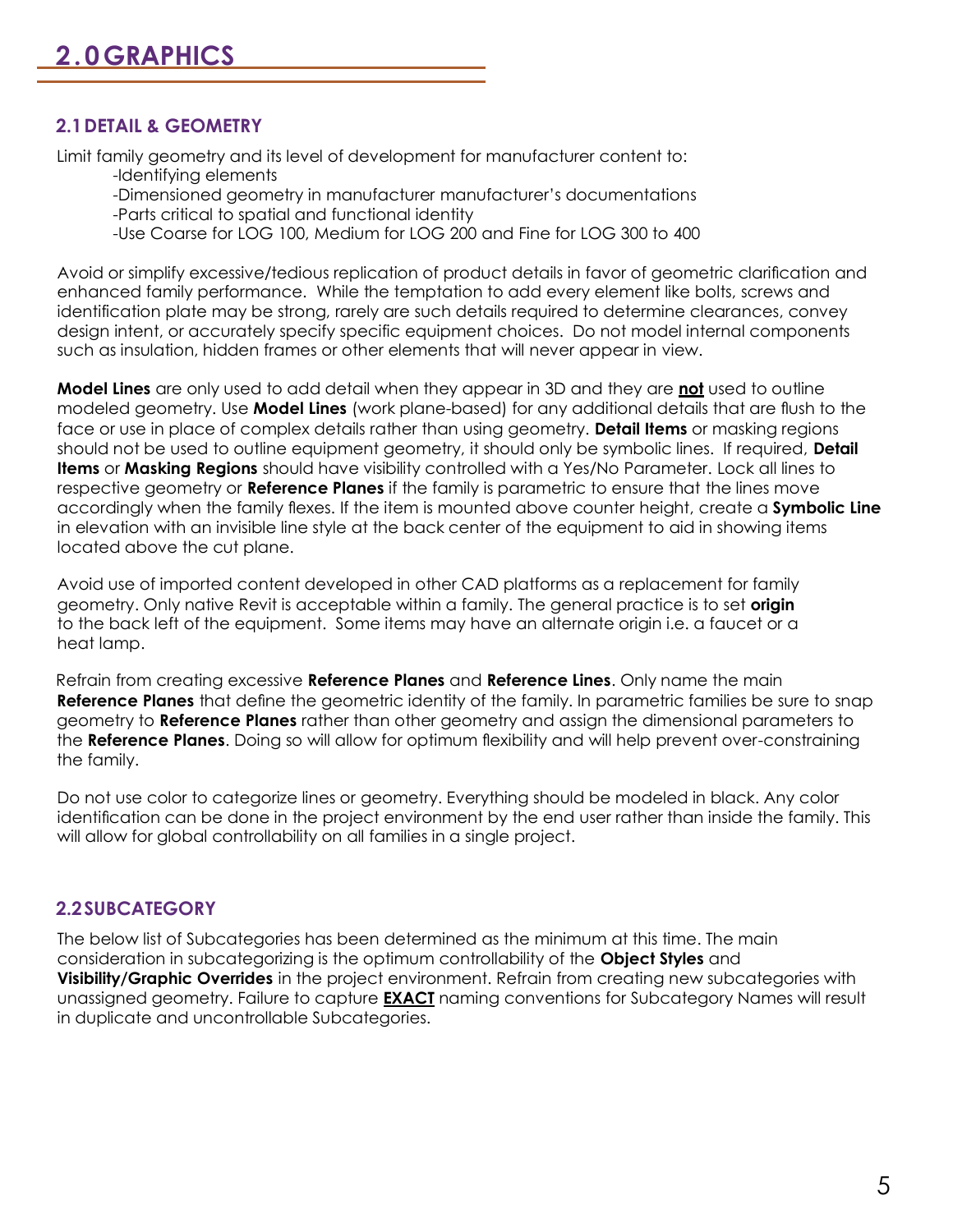# 2.0 GRAPHICS

## 2.1 DETAIL & GEOMETRY

Limit family geometry and its level of development for manufacturer content to:

-Identifying elements

-Dimensioned geometry in manufacturer manufacturer's documentations

-Parts critical to spatial and functional identity

-Use Coarse for LOG 100, Medium for LOG 200 and Fine for LOG 300 to 400

Avoid or simplify excessive/tedious replication of product details in favor of geometric clarification and enhanced family performance. While the temptation to add every element like bolts, screws and identification plate may be strong, rarely are such details required to determine clearances, convey design intent, or accurately specify specific equipment choices. Do not model internal components such as insulation, hidden frames or other elements that will never appear in view.

**Model Lines** are only used to add detail when they appear in 3D and they are **not** used to outline modeled geometry. Use **Model Lines** (work plane-based) for any additional details that are flush to the face or use in place of complex details rather than using geometry. **Detail Items** or masking regions should not be used to outline equipment geometry, it should only be symbolic lines. If required, **Detail Items** or **Masking Regions** should have visibility controlled with a Yes/No Parameter. Lock all lines to respective geometry or **Reference Planes** if the family is parametric to ensure that the lines move accordingly when the family flexes. If the item is mounted above counter height, create a **Symbolic Line** in elevation with an invisible line style at the back center of the equipment to aid in showing items located above the cut plane.

Avoid use of imported content developed in other CAD platforms as a replacement for family geometry. Only native Revit is acceptable within a family. The general practice is to set **origin** to the back left of the equipment. Some items may have an alternate origin i.e. a faucet or a heat lamp.

Refrain from creating excessive **Reference Planes** and **Reference Lines**. Only name the main **Reference Planes** that define the geometric identity of the family. In parametric families be sure to snap geometry to **Reference Planes** rather than other geometry and assign the dimensional parameters to the **Reference Planes**. Doing so will allow for optimum flexibility and will help prevent over-constraining the family.

Do not use color to categorize lines or geometry. Everything should be modeled in black. Any color identification can be done in the project environment by the end user rather than inside the family. This will allow for global controllability on all families in a single project.

## 2.2 SUBCATEGORY

The below list of Subcategories has been determined as the minimum at this time. The main consideration in subcategorizing is the optimum controllability of the **Object Styles** and **Visibility/Graphic Overrides** in the project environment. Refrain from creating new subcategories with unassigned geometry. Failure to capture **EXACT** naming conventions for Subcategory Names will result in duplicate and uncontrollable Subcategories.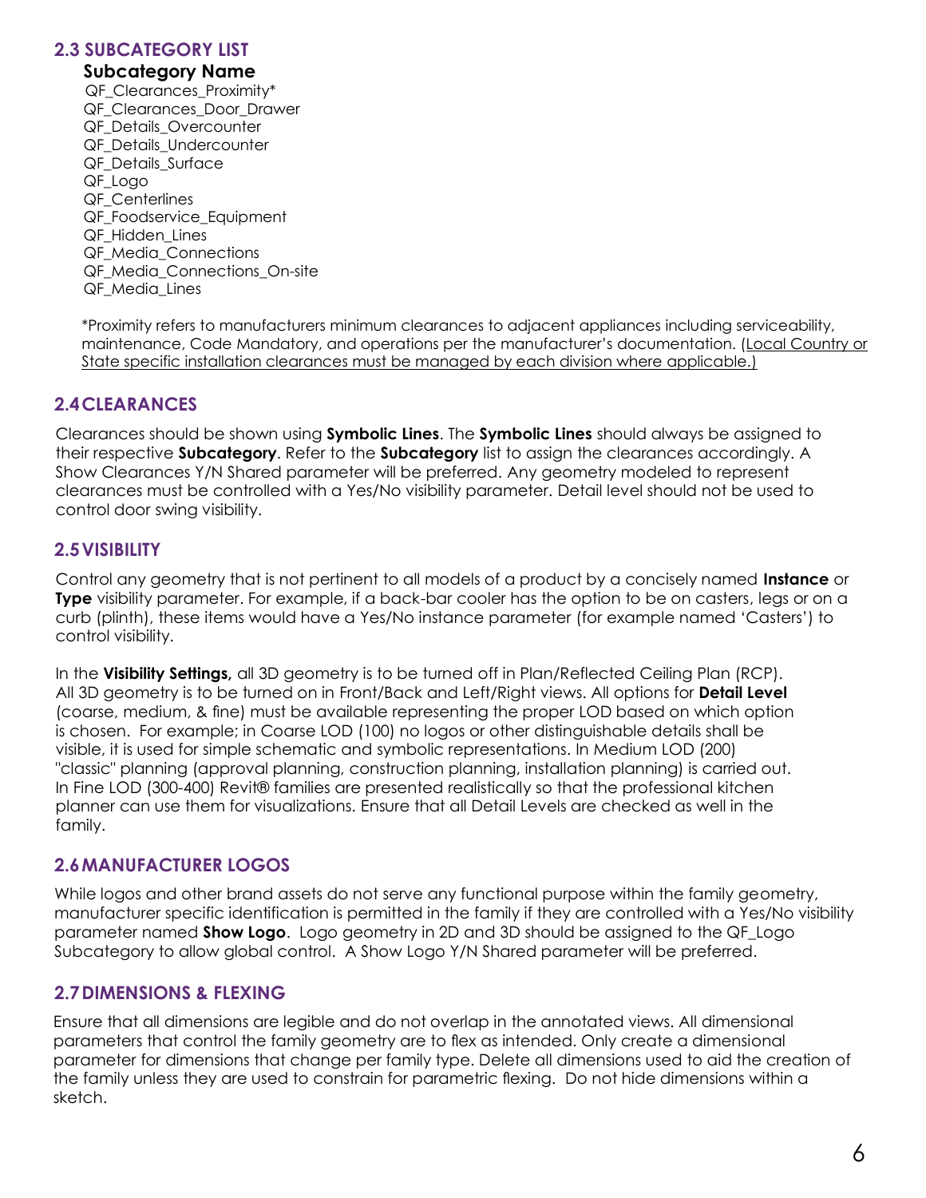## 2.3 SUBCATEGORY LIST

**Subcategory Name**

QF_Clearances_Proximity*
QF_Clearances_Door_Drawer
QF_Details_Overcounter
QF_Details_Undercounter
QF_Details_Surface
QF_Logo
QF_Centerlines
QF_Foodservice_Equipment
QF_Hidden_Lines
QF_Media_Connections
QF_Media_Connections_On-site
QF_Media_Lines

*Proximity refers to manufacturers minimum clearances to adjacent appliances including serviceability, maintenance, Code Mandatory, and operations per the manufacturer's documentation. (<u>Local Country or State specific installation clearances must be managed by each division where applicable.)</u>

## 2.4 CLEARANCES

Clearances should be shown using **Symbolic Lines**. The **Symbolic Lines** should always be assigned to their respective **Subcategory**. Refer to the **Subcategory** list to assign the clearances accordingly. A Show Clearances Y/N Shared parameter will be preferred. Any geometry modeled to represent clearances must be controlled with a Yes/No visibility parameter. Detail level should not be used to control door swing visibility.

## 2.5 VISIBILITY

Control any geometry that is not pertinent to all models of a product by a concisely named **Instance** or **Type** visibility parameter. For example, if a back-bar cooler has the option to be on casters, legs or on a curb (plinth), these items would have a Yes/No instance parameter (for example named 'Casters') to control visibility.

In the **Visibility Settings,** all 3D geometry is to be turned off in Plan/Reflected Ceiling Plan (RCP). All 3D geometry is to be turned on in Front/Back and Left/Right views. All options for **Detail Level** (coarse, medium, & fine) must be available representing the proper LOD based on which option is chosen. For example; in Coarse LOD (100) no logos or other distinguishable details shall be visible, it is used for simple schematic and symbolic representations. In Medium LOD (200) "classic" planning (approval planning, construction planning, installation planning) is carried out. In Fine LOD (300-400) Revit® families are presented realistically so that the professional kitchen planner can use them for visualizations. Ensure that all Detail Levels are checked as well in the family.

## 2.6 MANUFACTURER LOGOS

While logos and other brand assets do not serve any functional purpose within the family geometry, manufacturer specific identification is permitted in the family if they are controlled with a Yes/No visibility parameter named **Show Logo**. Logo geometry in 2D and 3D should be assigned to the QF_Logo Subcategory to allow global control. A Show Logo Y/N Shared parameter will be preferred.

## 2.7 DIMENSIONS & FLEXING

Ensure that all dimensions are legible and do not overlap in the annotated views. All dimensional parameters that control the family geometry are to flex as intended. Only create a dimensional parameter for dimensions that change per family type. Delete all dimensions used to aid the creation of the family unless they are used to constrain for parametric flexing. Do not hide dimensions within a sketch.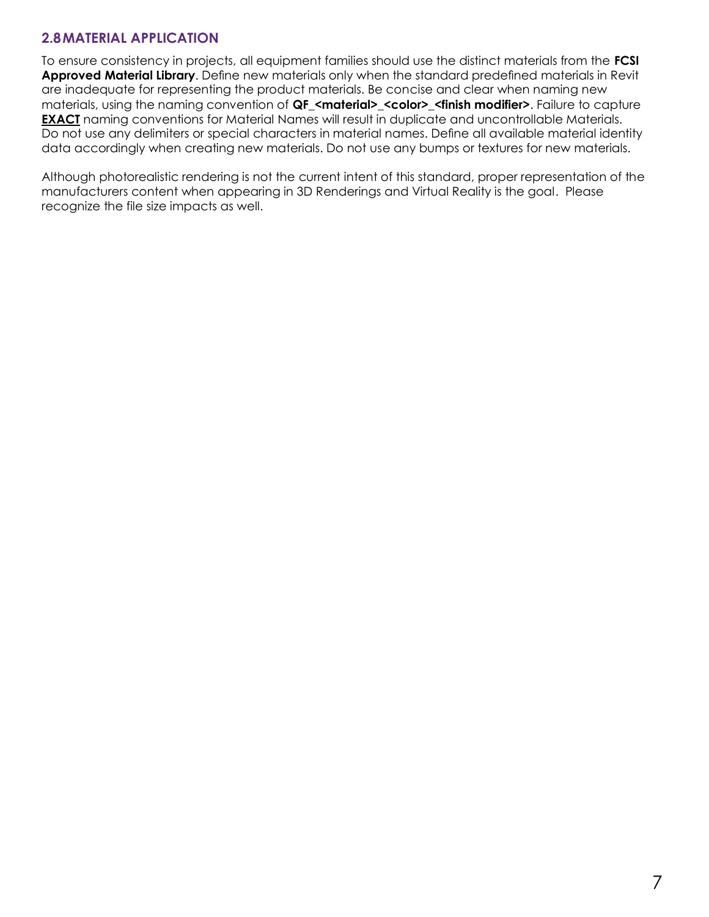## 2.8 MATERIAL APPLICATION

To ensure consistency in projects, all equipment families should use the distinct materials from the **FCSI Approved Material Library**. Define new materials only when the standard predefined materials in Revit are inadequate for representing the product materials. Be concise and clear when naming new materials, using the naming convention of **QF_<material>_<color>_<finish modifier>**. Failure to capture **EXACT** naming conventions for Material Names will result in duplicate and uncontrollable Materials. Do not use any delimiters or special characters in material names. Define all available material identity data accordingly when creating new materials. Do not use any bumps or textures for new materials.

Although photorealistic rendering is not the current intent of this standard, proper representation of the manufacturers content when appearing in 3D Renderings and Virtual Reality is the goal. Please recognize the file size impacts as well.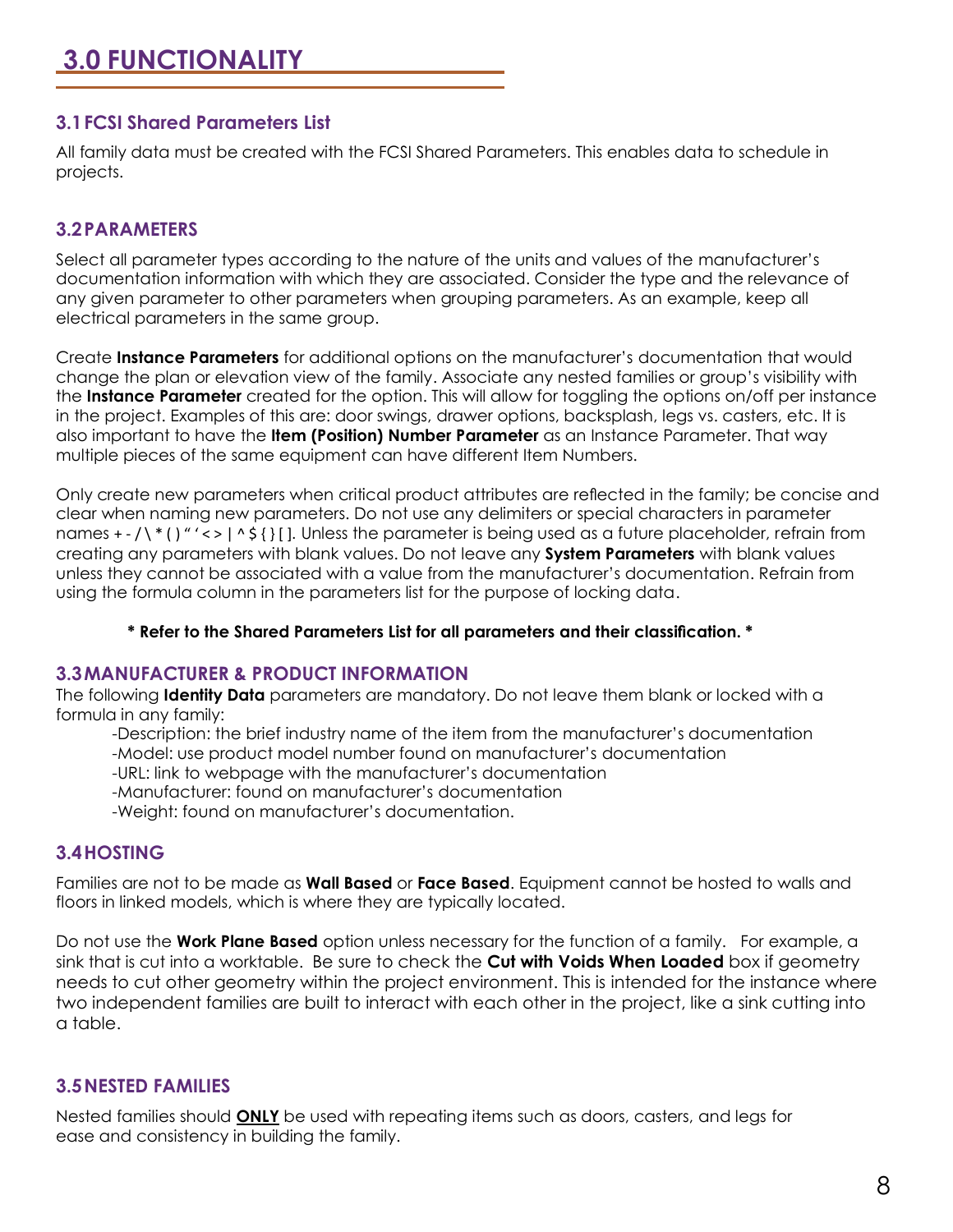# 3.0 FUNCTIONALITY

## 3.1 FCSI Shared Parameters List

All family data must be created with the FCSI Shared Parameters. This enables data to schedule in projects.

## 3.2 PARAMETERS

Select all parameter types according to the nature of the units and values of the manufacturer's documentation information with which they are associated. Consider the type and the relevance of any given parameter to other parameters when grouping parameters. As an example, keep all electrical parameters in the same group.

Create **Instance Parameters** for additional options on the manufacturer's documentation that would change the plan or elevation view of the family. Associate any nested families or group's visibility with the **Instance Parameter** created for the option. This will allow for toggling the options on/off per instance in the project. Examples of this are: door swings, drawer options, backsplash, legs vs. casters, etc. It is also important to have the **Item (Position) Number Parameter** as an Instance Parameter. That way multiple pieces of the same equipment can have different Item Numbers.

Only create new parameters when critical product attributes are reflected in the family; be concise and clear when naming new parameters. Do not use any delimiters or special characters in parameter names + - / \ * ( ) " ' < > | ^ $ { } [ ]. Unless the parameter is being used as a future placeholder, refrain from creating any parameters with blank values. Do not leave any **System Parameters** with blank values unless they cannot be associated with a value from the manufacturer's documentation. Refrain from using the formula column in the parameters list for the purpose of locking data.

**\* Refer to the Shared Parameters List for all parameters and their classification. \***

## 3.3 MANUFACTURER & PRODUCT INFORMATION

The following **Identity Data** parameters are mandatory. Do not leave them blank or locked with a formula in any family:

- Description: the brief industry name of the item from the manufacturer's documentation
- Model: use product model number found on manufacturer's documentation
- URL: link to webpage with the manufacturer's documentation
- Manufacturer: found on manufacturer's documentation
- Weight: found on manufacturer's documentation.

## 3.4 HOSTING

Families are not to be made as **Wall Based** or **Face Based**. Equipment cannot be hosted to walls and floors in linked models, which is where they are typically located.

Do not use the **Work Plane Based** option unless necessary for the function of a family. For example, a sink that is cut into a worktable. Be sure to check the **Cut with Voids When Loaded** box if geometry needs to cut other geometry within the project environment. This is intended for the instance where two independent families are built to interact with each other in the project, like a sink cutting into a table.

## 3.5 NESTED FAMILIES

Nested families should **<u>ONLY</u>** be used with repeating items such as doors, casters, and legs for ease and consistency in building the family.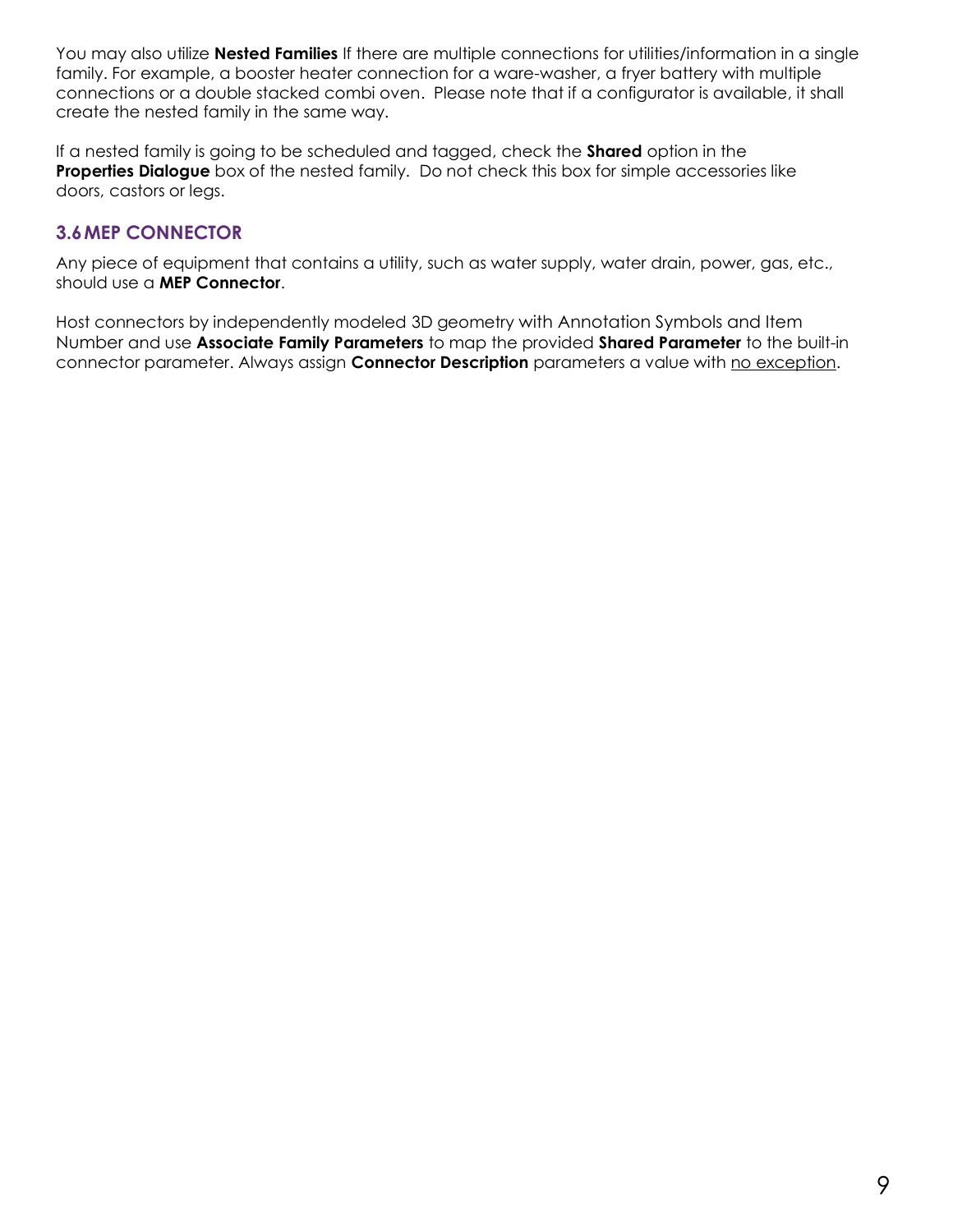You may also utilize **Nested Families** If there are multiple connections for utilities/information in a single family. For example, a booster heater connection for a ware-washer, a fryer battery with multiple connections or a double stacked combi oven. Please note that if a configurator is available, it shall create the nested family in the same way.

If a nested family is going to be scheduled and tagged, check the **Shared** option in the **Properties Dialogue** box of the nested family. Do not check this box for simple accessories like doors, castors or legs.

## 3.6 MEP CONNECTOR

Any piece of equipment that contains a utility, such as water supply, water drain, power, gas, etc., should use a **MEP Connector**.

Host connectors by independently modeled 3D geometry with Annotation Symbols and Item Number and use **Associate Family Parameters** to map the provided **Shared Parameter** to the built-in connector parameter. Always assign **Connector Description** parameters a value with <u>no exception</u>.